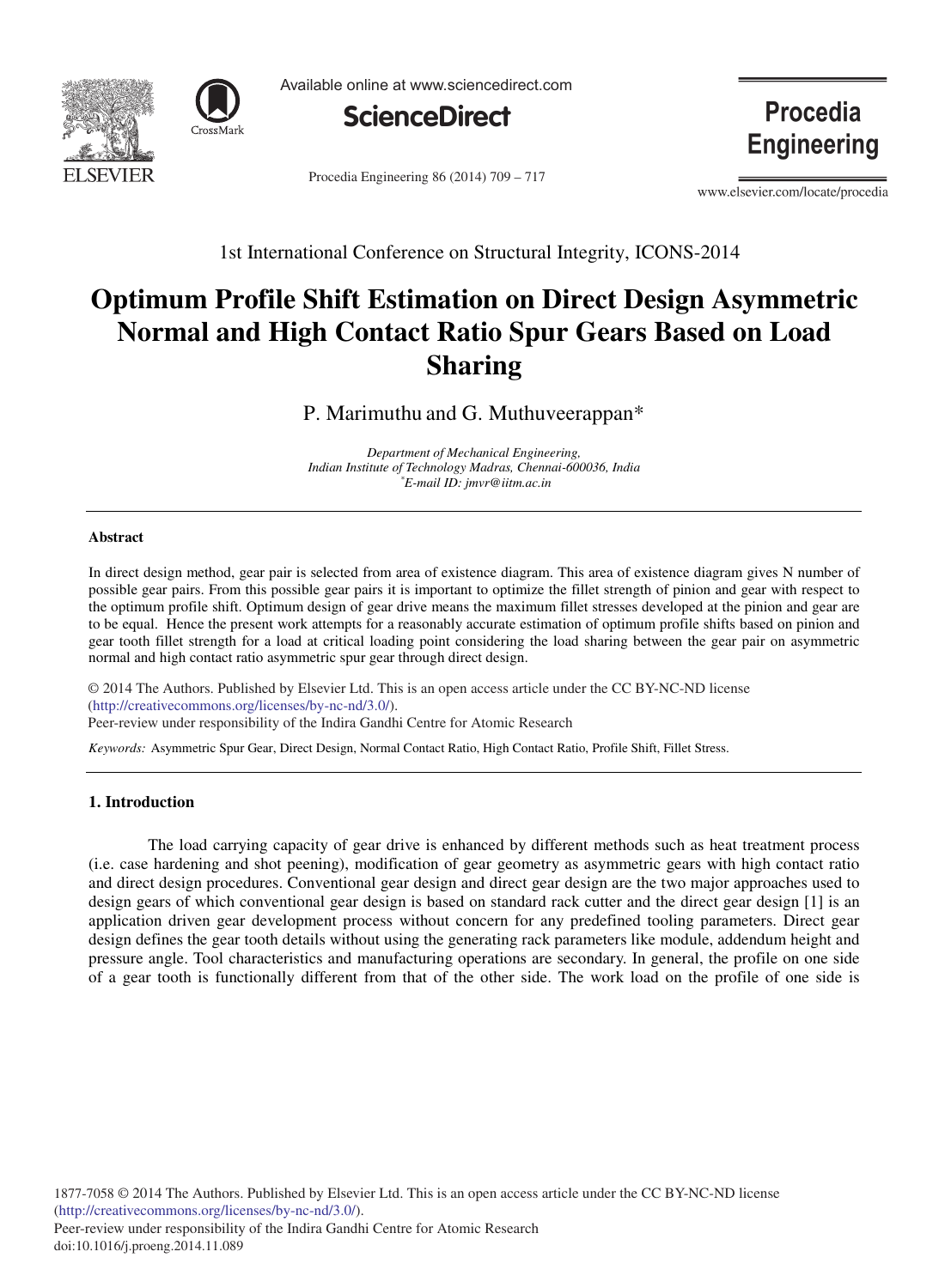1st International Conference on Structural Integrity, ICONS-2014

# Optimum Profile Shift Estimation on Direct Design Asymmetric Normal and High Contact Ratio Spur Gears Based on Load Sharing

P. Marimuthu and G. Muthuveerappan*

*Department of Mechanical Engineering,*
*Indian Institute of Technology Madras, Chennai-600036, India*
*E-mail ID: jmvr@iitm.ac.in*

## Abstract

In direct design method, gear pair is selected from area of existence diagram. This area of existence diagram gives N number of possible gear pairs. From this possible gear pairs it is important to optimize the fillet strength of pinion and gear with respect to the optimum profile shift. Optimum design of gear drive means the maximum fillet stresses developed at the pinion and gear are to be equal. Hence the present work attempts for a reasonably accurate estimation of optimum profile shifts based on pinion and gear tooth fillet strength for a load at critical loading point considering the load sharing between the gear pair on asymmetric normal and high contact ratio asymmetric spur gear through direct design.

© 2014 The Authors. Published by Elsevier Ltd. This is an open access article under the CC BY-NC-ND license (http://creativecommons.org/licenses/by-nc-nd/3.0/).
Peer-review under responsibility of the Indira Gandhi Centre for Atomic Research

*Keywords:* Asymmetric Spur Gear, Direct Design, Normal Contact Ratio, High Contact Ratio, Profile Shift, Fillet Stress.

## 1. Introduction

The load carrying capacity of gear drive is enhanced by different methods such as heat treatment process (i.e. case hardening and shot peening), modification of gear geometry as asymmetric gears with high contact ratio and direct design procedures. Conventional gear design and direct gear design are the two major approaches used to design gears of which conventional gear design is based on standard rack cutter and the direct gear design [1] is an application driven gear development process without concern for any predefined tooling parameters. Direct gear design defines the gear tooth details without using the generating rack parameters like module, addendum height and pressure angle. Tool characteristics and manufacturing operations are secondary. In general, the profile on one side of a gear tooth is functionally different from that of the other side. The work load on the profile of one side is

1877-7058 © 2014 The Authors. Published by Elsevier Ltd. This is an open access article under the CC BY-NC-ND license (http://creativecommons.org/licenses/by-nc-nd/3.0/).
Peer-review under responsibility of the Indira Gandhi Centre for Atomic Research
doi:10.1016/j.proeng.2014.11.089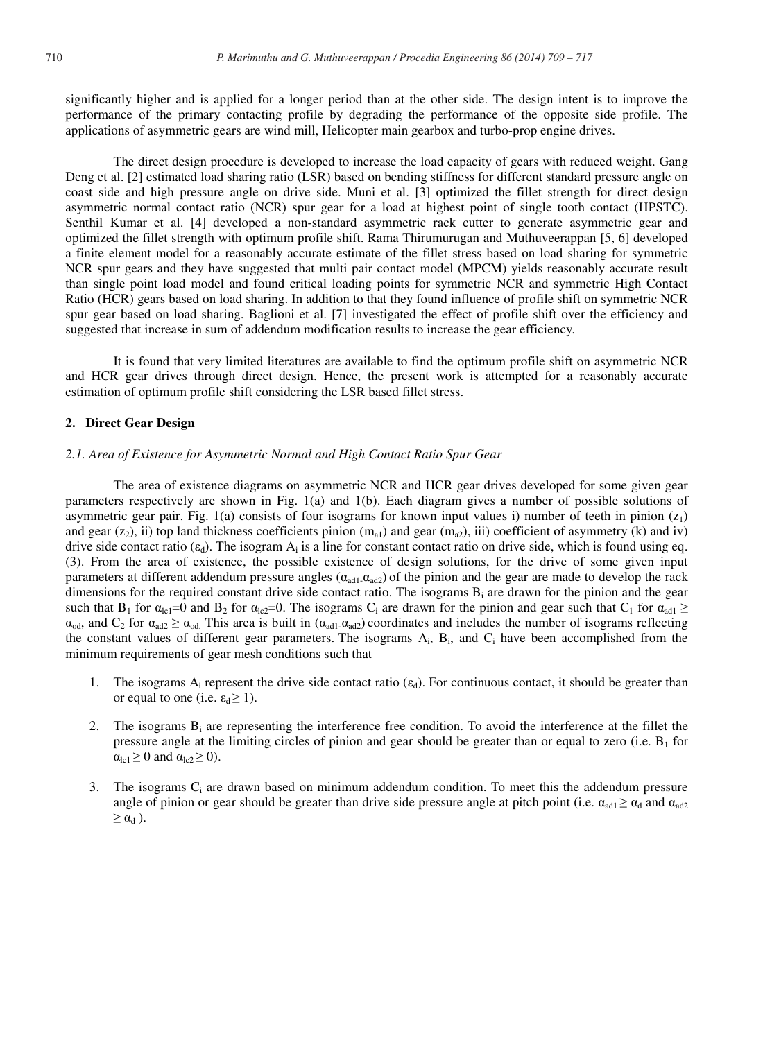significantly higher and is applied for a longer period than at the other side. The design intent is to improve the performance of the primary contacting profile by degrading the performance of the opposite side profile. The applications of asymmetric gears are wind mill, Helicopter main gearbox and turbo-prop engine drives.

The direct design procedure is developed to increase the load capacity of gears with reduced weight. Gang Deng et al. [2] estimated load sharing ratio (LSR) based on bending stiffness for different standard pressure angle on coast side and high pressure angle on drive side. Muni et al. [3] optimized the fillet strength for direct design asymmetric normal contact ratio (NCR) spur gear for a load at highest point of single tooth contact (HPSTC). Senthil Kumar et al. [4] developed a non-standard asymmetric rack cutter to generate asymmetric gear and optimized the fillet strength with optimum profile shift. Rama Thirumurugan and Muthuveerappan [5, 6] developed a finite element model for a reasonably accurate estimate of the fillet stress based on load sharing for symmetric NCR spur gears and they have suggested that multi pair contact model (MPCM) yields reasonably accurate result than single point load model and found critical loading points for symmetric NCR and symmetric High Contact Ratio (HCR) gears based on load sharing. In addition to that they found influence of profile shift on symmetric NCR spur gear based on load sharing. Baglioni et al. [7] investigated the effect of profile shift over the efficiency and suggested that increase in sum of addendum modification results to increase the gear efficiency.

It is found that very limited literatures are available to find the optimum profile shift on asymmetric NCR and HCR gear drives through direct design. Hence, the present work is attempted for a reasonably accurate estimation of optimum profile shift considering the LSR based fillet stress.

## 2. Direct Gear Design

### *2.1. Area of Existence for Asymmetric Normal and High Contact Ratio Spur Gear*

The area of existence diagrams on asymmetric NCR and HCR gear drives developed for some given gear parameters respectively are shown in Fig. 1(a) and 1(b). Each diagram gives a number of possible solutions of asymmetric gear pair. Fig. 1(a) consists of four isograms for known input values i) number of teeth in pinion ($z_1$) and gear ($z_2$), ii) top land thickness coefficients pinion ($m_{a1}$) and gear ($m_{a2}$), iii) coefficient of asymmetry (k) and iv) drive side contact ratio ($\varepsilon_d$). The isogram $A_i$ is a line for constant contact ratio on drive side, which is found using eq. (3). From the area of existence, the possible existence of design solutions, for the drive of some given input parameters at different addendum pressure angles ($\alpha_{ad1}$-$\alpha_{ad2}$) of the pinion and the gear are made to develop the rack dimensions for the required constant drive side contact ratio. The isograms $B_i$ are drawn for the pinion and the gear such that $B_1$ for $\alpha_{lc1}=0$ and $B_2$ for $\alpha_{lc2}=0$. The isograms $C_i$ are drawn for the pinion and gear such that $C_1$ for $\alpha_{ad1} \geq \alpha_{od}$, and $C_2$ for $\alpha_{ad2} \geq \alpha_{od}$. This area is built in ($\alpha_{ad1}$-$\alpha_{ad2}$) coordinates and includes the number of isograms reflecting the constant values of different gear parameters. The isograms $A_i$, $B_i$, and $C_i$ have been accomplished from the minimum requirements of gear mesh conditions such that

1. The isograms $A_i$ represent the drive side contact ratio ($\varepsilon_d$). For continuous contact, it should be greater than or equal to one (i.e. $\varepsilon_d \geq 1$).
2. The isograms $B_i$ are representing the interference free condition. To avoid the interference at the fillet the pressure angle at the limiting circles of pinion and gear should be greater than or equal to zero (i.e. $B_1$ for $\alpha_{lc1} \geq 0$ and $\alpha_{lc2} \geq 0$).
3. The isograms $C_i$ are drawn based on minimum addendum condition. To meet this the addendum pressure angle of pinion or gear should be greater than drive side pressure angle at pitch point (i.e. $\alpha_{ad1} \geq \alpha_d$ and $\alpha_{ad2} \geq \alpha_d$ ).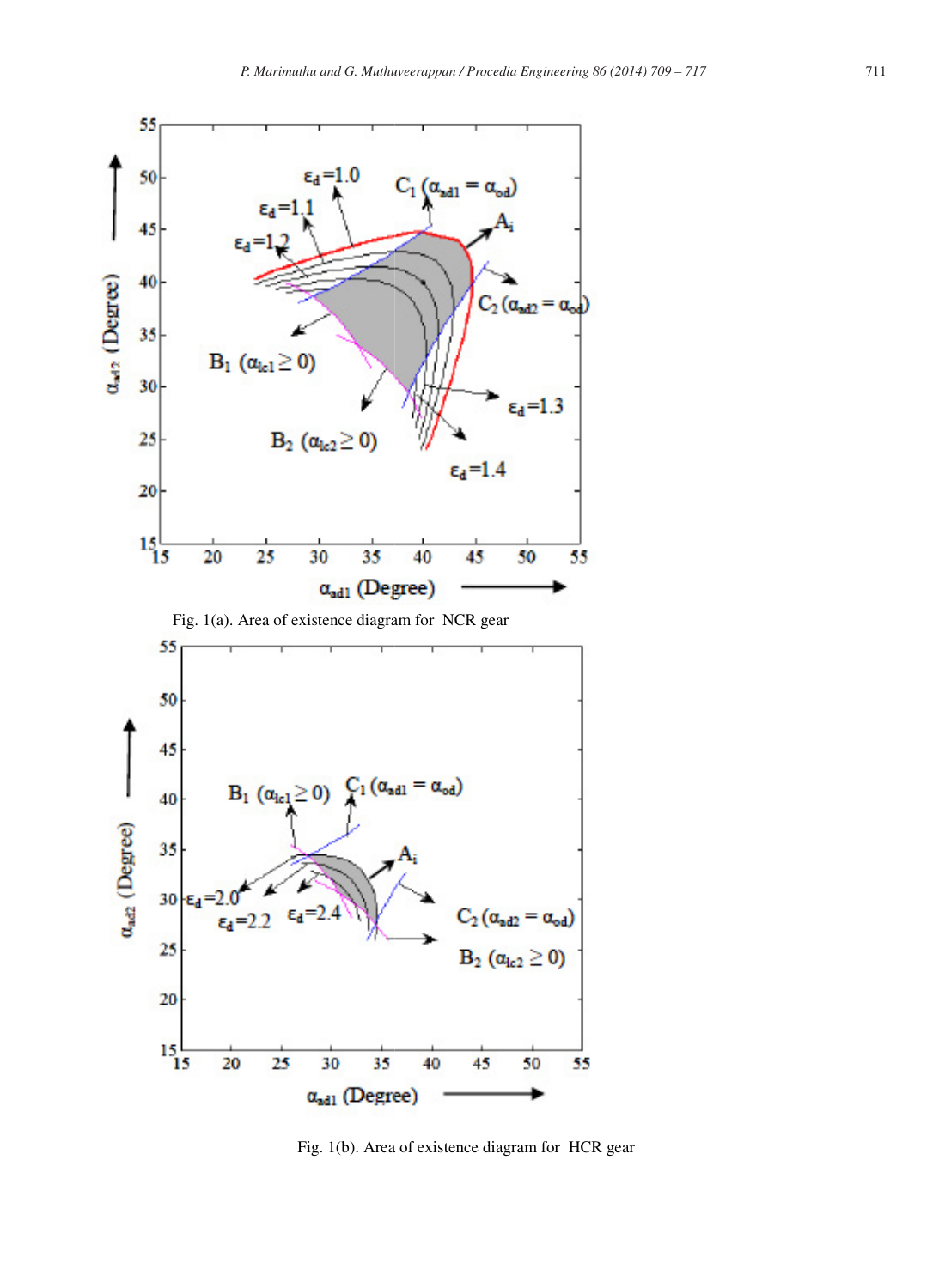Fig. 1(a). Area of existence diagram for NCR gear

Fig. 1(b). Area of existence diagram for HCR gear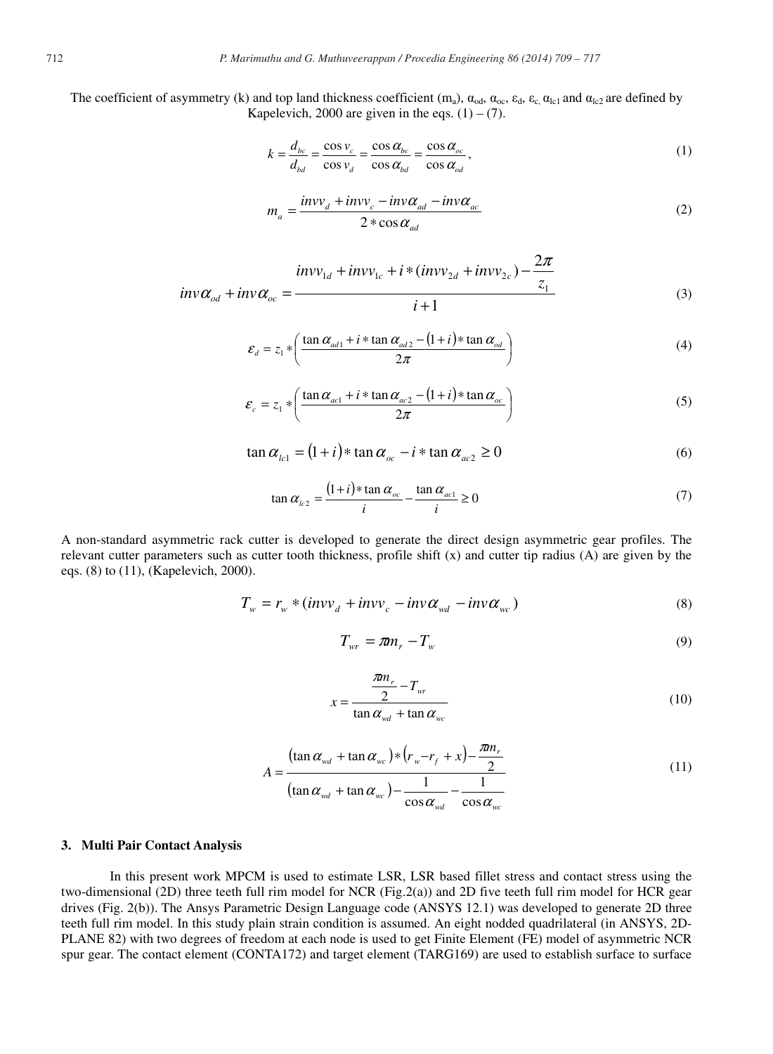The coefficient of asymmetry (k) and top land thickness coefficient ($m_a$), $\alpha_{od}$, $\alpha_{oc}$, $\varepsilon_d$, $\varepsilon_c$, $\alpha_{lc1}$ and $\alpha_{lc2}$ are defined by Kapelevich, 2000 are given in the eqs. (1) – (7).

$$k = \frac{d_{bc}}{d_{bd}} = \frac{\cos v_c}{\cos v_d} = \frac{\cos \alpha_{bc}}{\cos \alpha_{bd}} = \frac{\cos \alpha_{oc}}{\cos \alpha_{od}}, \tag{1}$$

$$m_a = \frac{invv_d + invv_c - inv\alpha_{ad} - inv\alpha_{ac}}{2 * \cos \alpha_{ad}} \tag{2}$$

$$inv\alpha_{od} + inv\alpha_{oc} = \frac{invv_{1d} + invv_{1c} + i * (invv_{2d} + invv_{2c}) - \dfrac{2\pi}{z_1}}{i+1} \tag{3}$$

$$\varepsilon_d = z_1 * \left( \frac{\tan \alpha_{ad1} + i * \tan \alpha_{ad2} - (1+i) * \tan \alpha_{od}}{2\pi} \right) \tag{4}$$

$$\varepsilon_c = z_1 * \left( \frac{\tan \alpha_{ac1} + i * \tan \alpha_{ac2} - (1+i) * \tan \alpha_{oc}}{2\pi} \right) \tag{5}$$

$$\tan \alpha_{lc1} = (1+i) * \tan \alpha_{oc} - i * \tan \alpha_{ac2} \geq 0 \tag{6}$$

$$\tan \alpha_{lc2} = \frac{(1+i) * \tan \alpha_{oc}}{i} - \frac{\tan \alpha_{ac1}}{i} \geq 0 \tag{7}$$

A non-standard asymmetric rack cutter is developed to generate the direct design asymmetric gear profiles. The relevant cutter parameters such as cutter tooth thickness, profile shift (x) and cutter tip radius (A) are given by the eqs. (8) to (11), (Kapelevich, 2000).

$$T_w = r_w * (invv_d + invv_c - inv\alpha_{wd} - inv\alpha_{wc}) \tag{8}$$

$$T_{wr} = \pi m_r - T_w \tag{9}$$

$$x = \frac{\dfrac{\pi m_r}{2} - T_{wr}}{\tan \alpha_{wd} + \tan \alpha_{wc}} \tag{10}$$

$$A = \frac{(\tan \alpha_{wd} + \tan \alpha_{wc}) * (r_w - r_f + x) - \dfrac{\pi m_r}{2}}{(\tan \alpha_{wd} + \tan \alpha_{wc}) - \dfrac{1}{\cos \alpha_{wd}} - \dfrac{1}{\cos \alpha_{wc}}} \tag{11}$$

## 3. Multi Pair Contact Analysis

In this present work MPCM is used to estimate LSR, LSR based fillet stress and contact stress using the two-dimensional (2D) three teeth full rim model for NCR (Fig.2(a)) and 2D five teeth full rim model for HCR gear drives (Fig. 2(b)). The Ansys Parametric Design Language code (ANSYS 12.1) was developed to generate 2D three teeth full rim model. In this study plain strain condition is assumed. An eight nodded quadrilateral (in ANSYS, 2D-PLANE 82) with two degrees of freedom at each node is used to get Finite Element (FE) model of asymmetric NCR spur gear. The contact element (CONTA172) and target element (TARG169) are used to establish surface to surface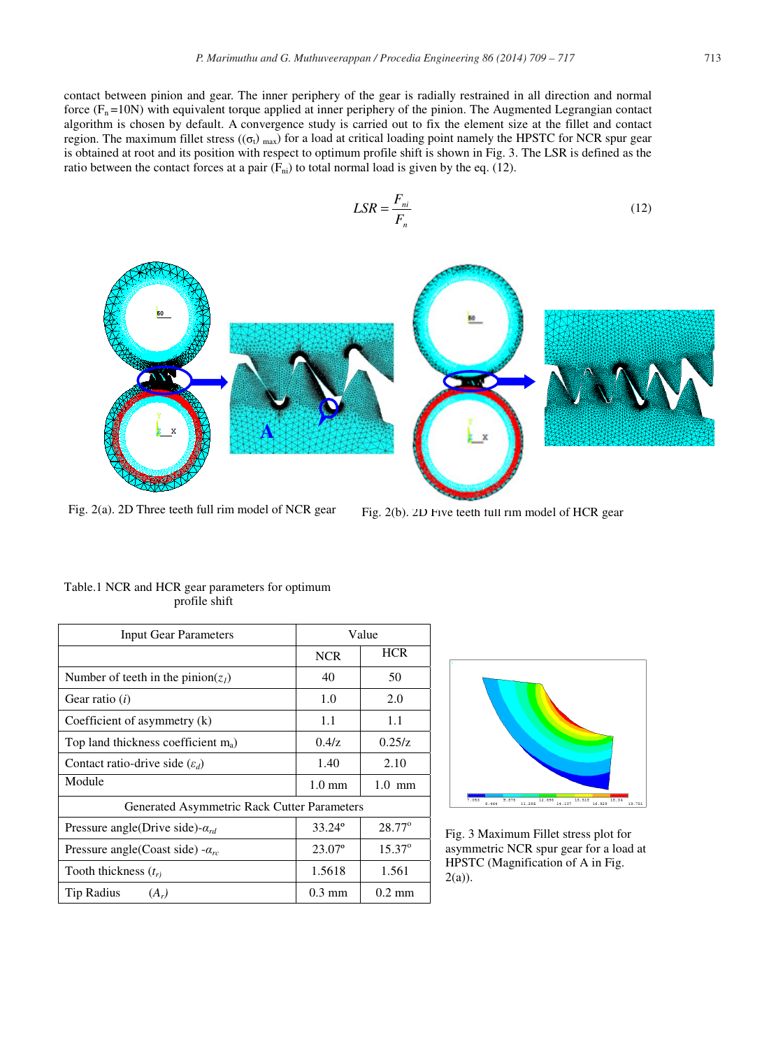contact between pinion and gear. The inner periphery of the gear is radially restrained in all direction and normal force ($F_n$ =10N) with equivalent torque applied at inner periphery of the pinion. The Augmented Legrangian contact algorithm is chosen by default. A convergence study is carried out to fix the element size at the fillet and contact region. The maximum fillet stress ($(\sigma_i)_{max}$) for a load at critical loading point namely the HPSTC for NCR spur gear is obtained at root and its position with respect to optimum profile shift is shown in Fig. 3. The LSR is defined as the ratio between the contact forces at a pair ($F_{ni}$) to total normal load is given by the eq. (12).

$$LSR = \frac{F_{ni}}{F_n} \tag{12}$$

Fig. 2(a). 2D Three teeth full rim model of NCR gear

Fig. 2(b). 2D Five teeth full rim model of HCR gear

Table.1 NCR and HCR gear parameters for optimum profile shift

| Input Gear Parameters | Value | |
|---|---|---|
| | NCR | HCR |
| Number of teeth in the pinion($z_1$) | 40 | 50 |
| Gear ratio ($i$) | 1.0 | 2.0 |
| Coefficient of asymmetry (k) | 1.1 | 1.1 |
| Top land thickness coefficient $m_a$) | 0.4/z | 0.25/z |
| Contact ratio-drive side ($\varepsilon_d$) | 1.40 | 2.10 |
| Module | 1.0 mm | 1.0 mm |
| Generated Asymmetric Rack Cutter Parameters | | |
| Pressure angle(Drive side)-$\alpha_{rd}$ | 33.24º | 28.77º |
| Pressure angle(Coast side) -$\alpha_{rc}$ | 23.07º | 15.37º |
| Tooth thickness ($t_{rj}$) | 1.5618 | 1.561 |
| Tip Radius ($A_r$) | 0.3 mm | 0.2 mm |

Fig. 3 Maximum Fillet stress plot for asymmetric NCR spur gear for a load at HPSTC (Magnification of A in Fig. 2(a)).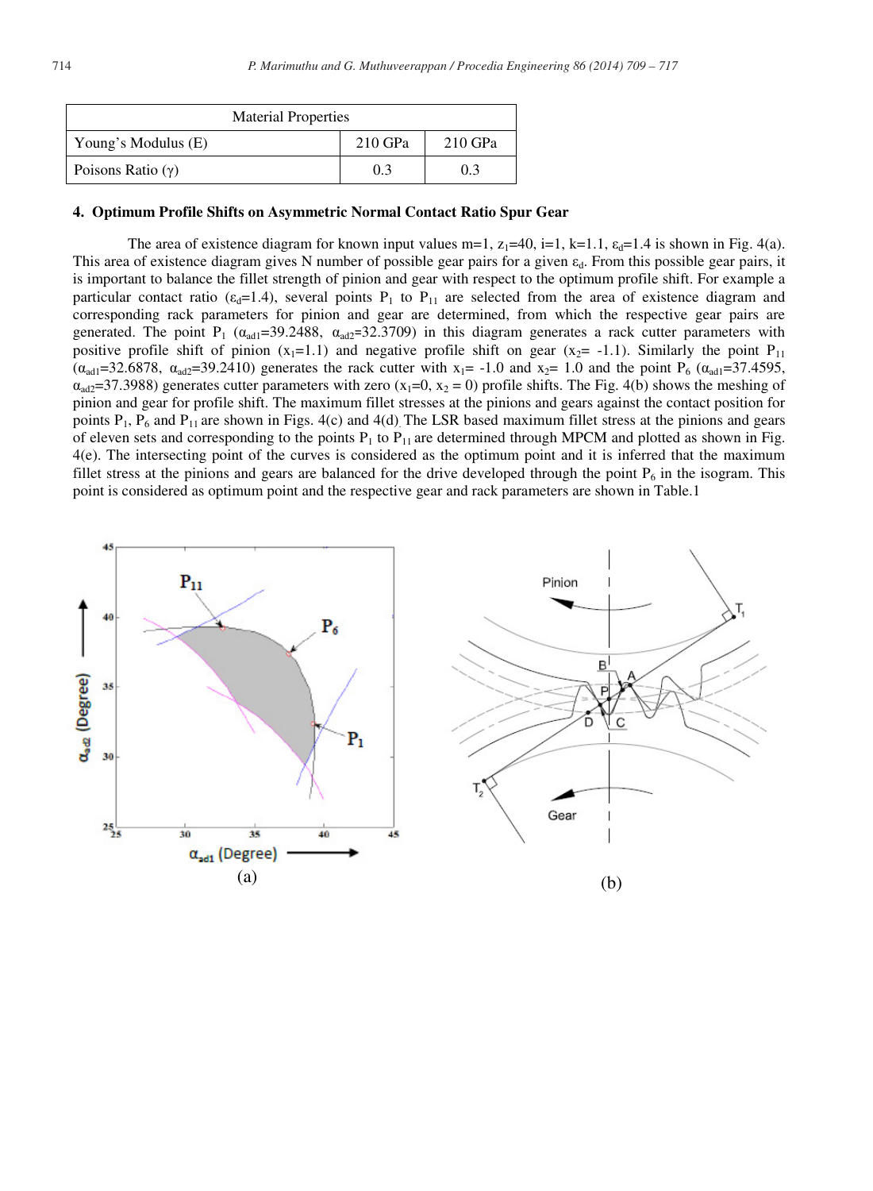| Material Properties | | |
|---|---|---|
| Young's Modulus (E) | 210 GPa | 210 GPa |
| Poisons Ratio ($\gamma$) | 0.3 | 0.3 |

## 4. Optimum Profile Shifts on Asymmetric Normal Contact Ratio Spur Gear

The area of existence diagram for known input values m=1, $z_1$=40, i=1, k=1.1, $\varepsilon_d$=1.4 is shown in Fig. 4(a). This area of existence diagram gives N number of possible gear pairs for a given $\varepsilon_d$. From this possible gear pairs, it is important to balance the fillet strength of pinion and gear with respect to the optimum profile shift. For example a particular contact ratio ($\varepsilon_d$=1.4), several points $P_1$ to $P_{11}$ are selected from the area of existence diagram and corresponding rack parameters for pinion and gear are determined, from which the respective gear pairs are generated. The point $P_1$ ($\alpha_{ad1}$=39.2488, $\alpha_{ad2}$=32.3709) in this diagram generates a rack cutter parameters with positive profile shift of pinion ($x_1$=1.1) and negative profile shift on gear ($x_2$= -1.1). Similarly the point $P_{11}$ ($\alpha_{ad1}$=32.6878, $\alpha_{ad2}$=39.2410) generates the rack cutter with $x_1$= -1.0 and $x_2$= 1.0 and the point $P_6$ ($\alpha_{ad1}$=37.4595, $\alpha_{ad2}$=37.3988) generates cutter parameters with zero ($x_1$=0, $x_2$ = 0) profile shifts. The Fig. 4(b) shows the meshing of pinion and gear for profile shift. The maximum fillet stresses at the pinions and gears against the contact position for points $P_1$, $P_6$ and $P_{11}$ are shown in Figs. 4(c) and 4(d). The LSR based maximum fillet stress at the pinions and gears of eleven sets and corresponding to the points $P_1$ to $P_{11}$ are determined through MPCM and plotted as shown in Fig. 4(e). The intersecting point of the curves is considered as the optimum point and it is inferred that the maximum fillet stress at the pinions and gears are balanced for the drive developed through the point $P_6$ in the isogram. This point is considered as optimum point and the respective gear and rack parameters are shown in Table.1

(a)

(b)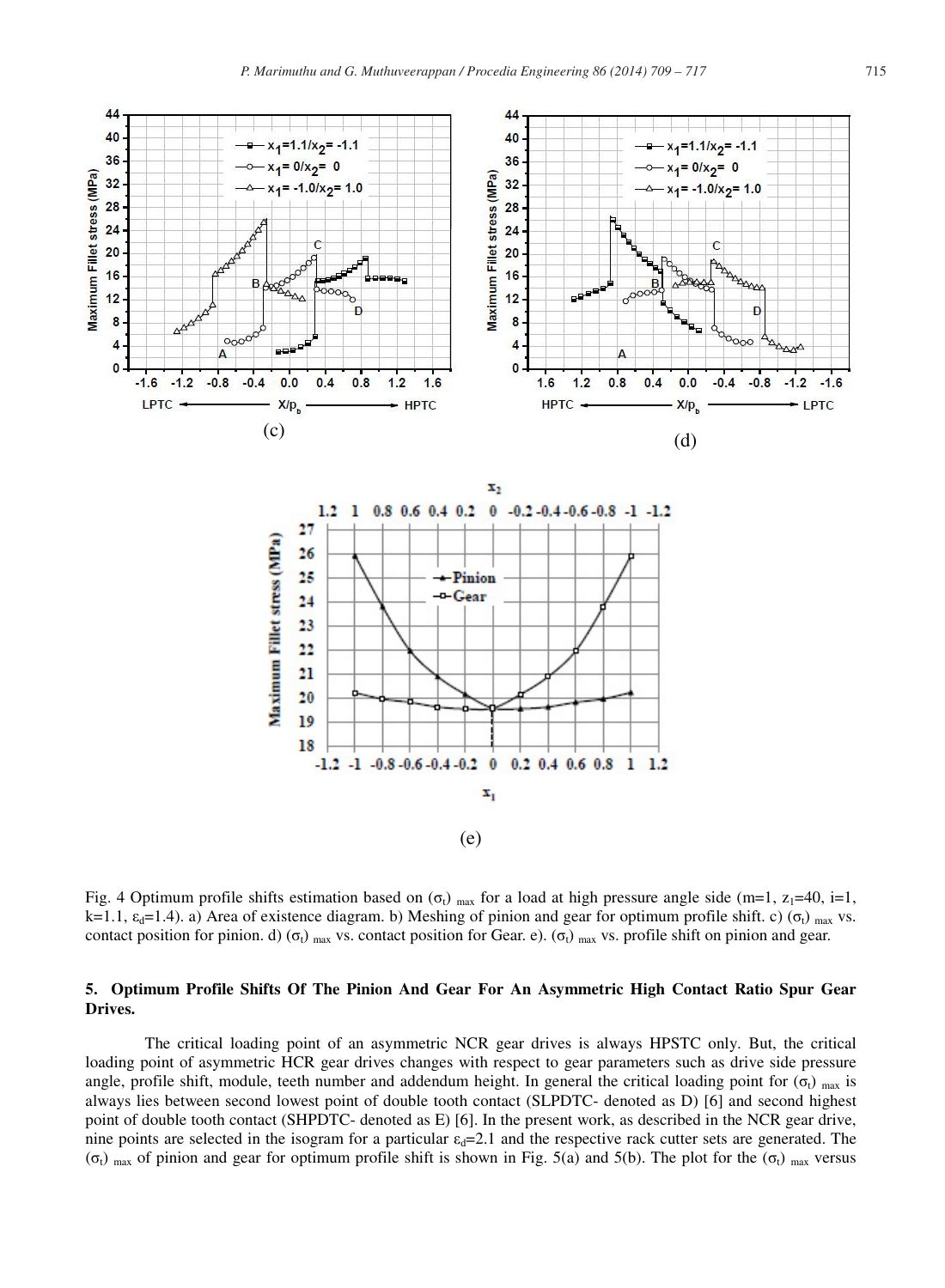(c)

(d)

(e)

Fig. 4 Optimum profile shifts estimation based on $(\sigma_t)_{max}$ for a load at high pressure angle side (m=1, $z_1$=40, i=1, k=1.1, $\varepsilon_d$=1.4). a) Area of existence diagram. b) Meshing of pinion and gear for optimum profile shift. c) $(\sigma_t)_{max}$ vs. contact position for pinion. d) $(\sigma_t)_{max}$ vs. contact position for Gear. e). $(\sigma_t)_{max}$ vs. profile shift on pinion and gear.

## 5. Optimum Profile Shifts Of The Pinion And Gear For An Asymmetric High Contact Ratio Spur Gear Drives.

The critical loading point of an asymmetric NCR gear drives is always HPSTC only. But, the critical loading point of asymmetric HCR gear drives changes with respect to gear parameters such as drive side pressure angle, profile shift, module, teeth number and addendum height. In general the critical loading point for $(\sigma_t)_{max}$ is always lies between second lowest point of double tooth contact (SLPDTC- denoted as D) [6] and second highest point of double tooth contact (SHPDTC- denoted as E) [6]. In the present work, as described in the NCR gear drive, nine points are selected in the isogram for a particular $\varepsilon_d$=2.1 and the respective rack cutter sets are generated. The $(\sigma_t)_{max}$ of pinion and gear for optimum profile shift is shown in Fig. 5(a) and 5(b). The plot for the $(\sigma_t)_{max}$ versus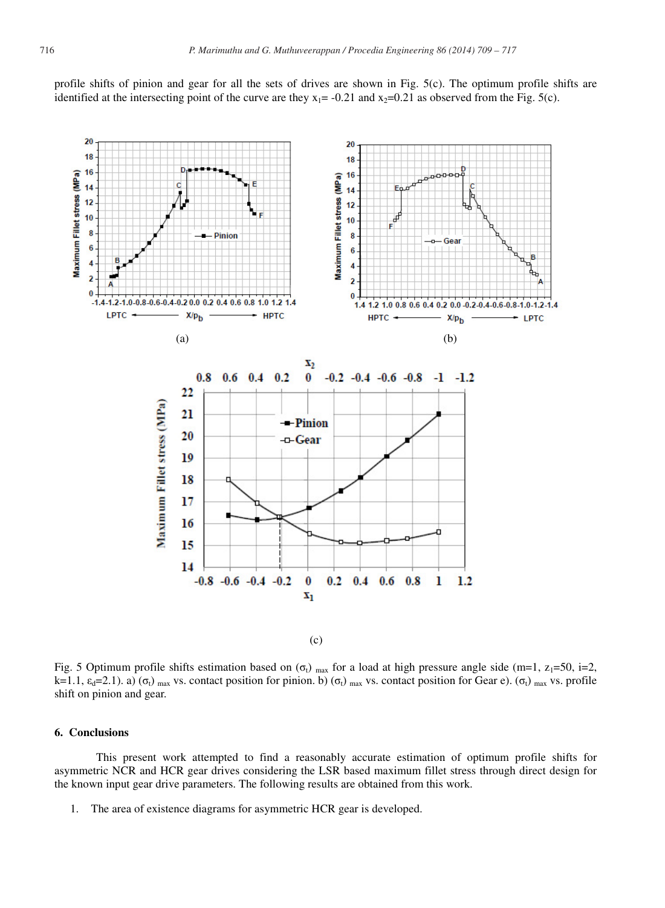profile shifts of pinion and gear for all the sets of drives are shown in Fig. 5(c). The optimum profile shifts are identified at the intersecting point of the curve are they $x_1$= -0.21 and $x_2$=0.21 as observed from the Fig. 5(c).

Fig. 5 Optimum profile shifts estimation based on $(\sigma_t)_{max}$ for a load at high pressure angle side (m=1, $z_1$=50, i=2, k=1.1, $\varepsilon_d$=2.1). a) $(\sigma_t)_{max}$ vs. contact position for pinion. b) $(\sigma_t)_{max}$ vs. contact position for Gear e). $(\sigma_t)_{max}$ vs. profile shift on pinion and gear.

## 6. Conclusions

This present work attempted to find a reasonably accurate estimation of optimum profile shifts for asymmetric NCR and HCR gear drives considering the LSR based maximum fillet stress through direct design for the known input gear drive parameters. The following results are obtained from this work.

1. The area of existence diagrams for asymmetric HCR gear is developed.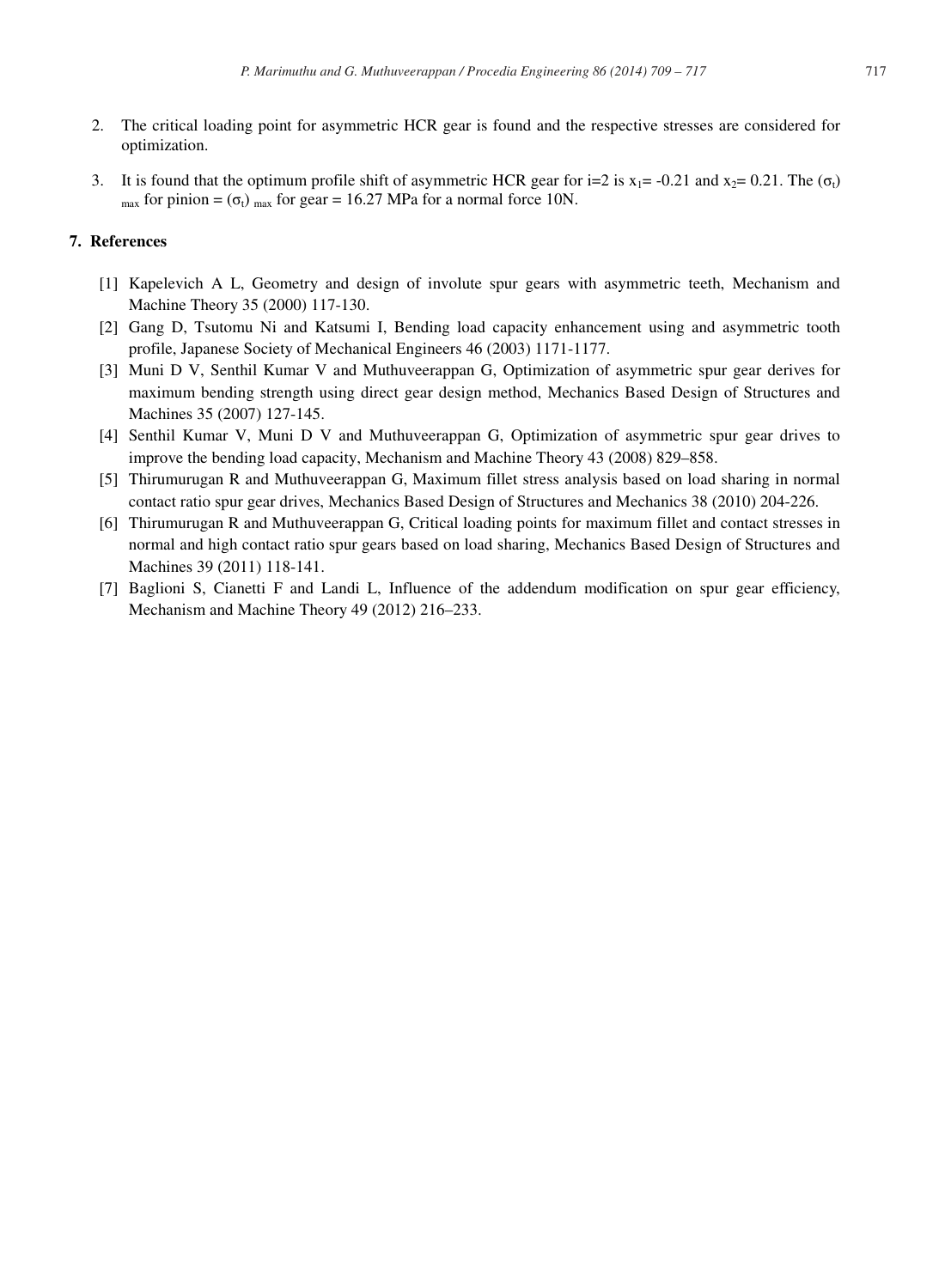2. The critical loading point for asymmetric HCR gear is found and the respective stresses are considered for optimization.

3. It is found that the optimum profile shift of asymmetric HCR gear for i=2 is $x_1$= -0.21 and $x_2$= 0.21. The $(\sigma_t)_{max}$ for pinion = $(\sigma_t)_{max}$ for gear = 16.27 MPa for a normal force 10N.

## 7. References

[1] Kapelevich A L, Geometry and design of involute spur gears with asymmetric teeth, Mechanism and Machine Theory 35 (2000) 117-130.

[2] Gang D, Tsutomu Ni and Katsumi I, Bending load capacity enhancement using and asymmetric tooth profile, Japanese Society of Mechanical Engineers 46 (2003) 1171-1177.

[3] Muni D V, Senthil Kumar V and Muthuveerappan G, Optimization of asymmetric spur gear derives for maximum bending strength using direct gear design method, Mechanics Based Design of Structures and Machines 35 (2007) 127-145.

[4] Senthil Kumar V, Muni D V and Muthuveerappan G, Optimization of asymmetric spur gear drives to improve the bending load capacity, Mechanism and Machine Theory 43 (2008) 829–858.

[5] Thirumurugan R and Muthuveerappan G, Maximum fillet stress analysis based on load sharing in normal contact ratio spur gear drives, Mechanics Based Design of Structures and Mechanics 38 (2010) 204-226.

[6] Thirumurugan R and Muthuveerappan G, Critical loading points for maximum fillet and contact stresses in normal and high contact ratio spur gears based on load sharing, Mechanics Based Design of Structures and Machines 39 (2011) 118-141.

[7] Baglioni S, Cianetti F and Landi L, Influence of the addendum modification on spur gear efficiency, Mechanism and Machine Theory 49 (2012) 216–233.